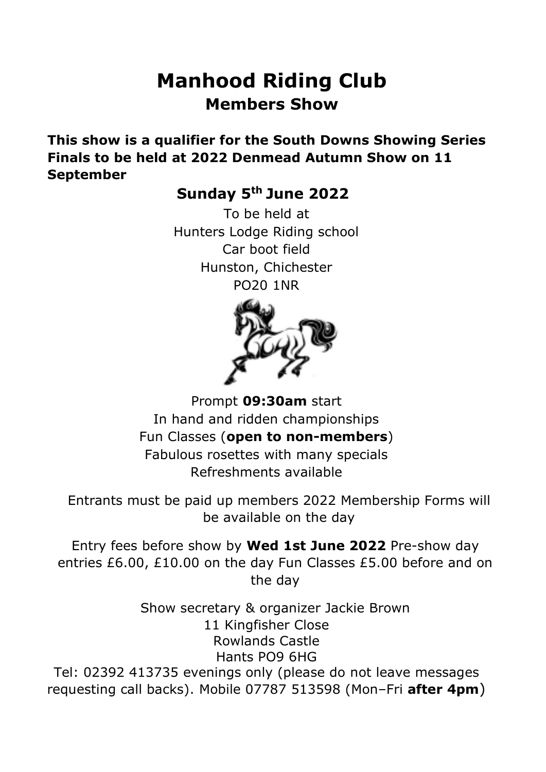# Manhood Riding Club

## Members Show

**This show is a qualifier for the South Downs Showing Series Finals to be held at 2022 Denmead Autumn Show on 11 September**

### Sunday 5th June 2022

To be held at
Hunters Lodge Riding school
Car boot field
Hunston, Chichester
PO20 1NR

Prompt **09:30am** start
In hand and ridden championships
Fun Classes (**open to non-members**)
Fabulous rosettes with many specials
Refreshments available

Entrants must be paid up members 2022 Membership Forms will be available on the day

Entry fees before show by **Wed 1st June 2022** Pre-show day entries £6.00, £10.00 on the day Fun Classes £5.00 before and on the day

Show secretary & organizer Jackie Brown
11 Kingfisher Close
Rowlands Castle
Hants PO9 6HG
Tel: 02392 413735 evenings only (please do not leave messages requesting call backs). Mobile 07787 513598 (Mon–Fri **after 4pm**)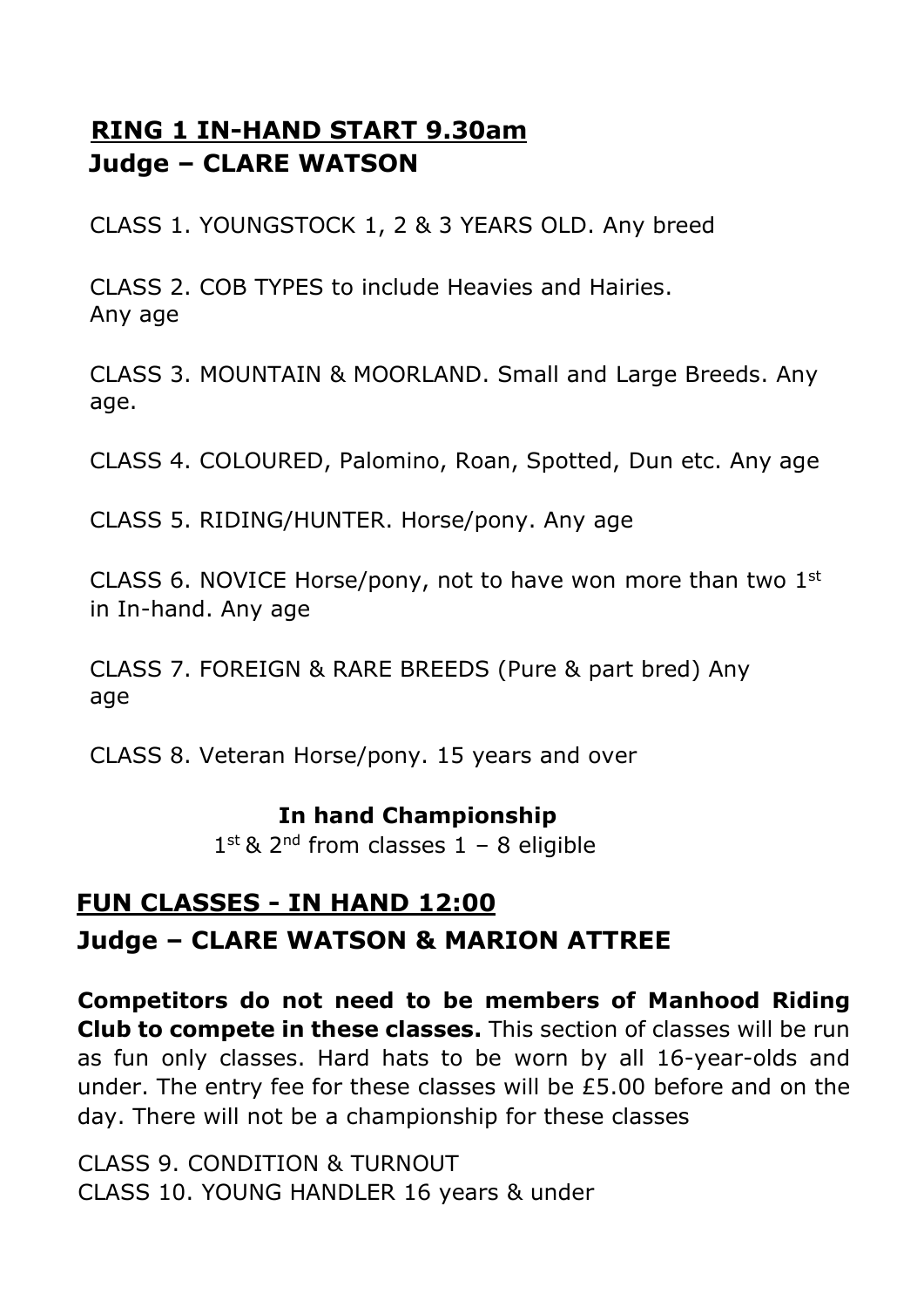## RING 1 IN-HAND START 9.30am

**Judge – CLARE WATSON**

CLASS 1. YOUNGSTOCK 1, 2 & 3 YEARS OLD. Any breed

CLASS 2. COB TYPES to include Heavies and Hairies. Any age

CLASS 3. MOUNTAIN & MOORLAND. Small and Large Breeds. Any age.

CLASS 4. COLOURED, Palomino, Roan, Spotted, Dun etc. Any age

CLASS 5. RIDING/HUNTER. Horse/pony. Any age

CLASS 6. NOVICE Horse/pony, not to have won more than two 1st in In-hand. Any age

CLASS 7. FOREIGN & RARE BREEDS (Pure & part bred) Any age

CLASS 8. Veteran Horse/pony. 15 years and over

**In hand Championship**

1st & 2nd from classes 1 – 8 eligible

## FUN CLASSES - IN HAND 12:00

**Judge – CLARE WATSON & MARION ATTREE**

**Competitors do not need to be members of Manhood Riding Club to compete in these classes.** This section of classes will be run as fun only classes. Hard hats to be worn by all 16-year-olds and under. The entry fee for these classes will be £5.00 before and on the day. There will not be a championship for these classes

CLASS 9. CONDITION & TURNOUT

CLASS 10. YOUNG HANDLER 16 years & under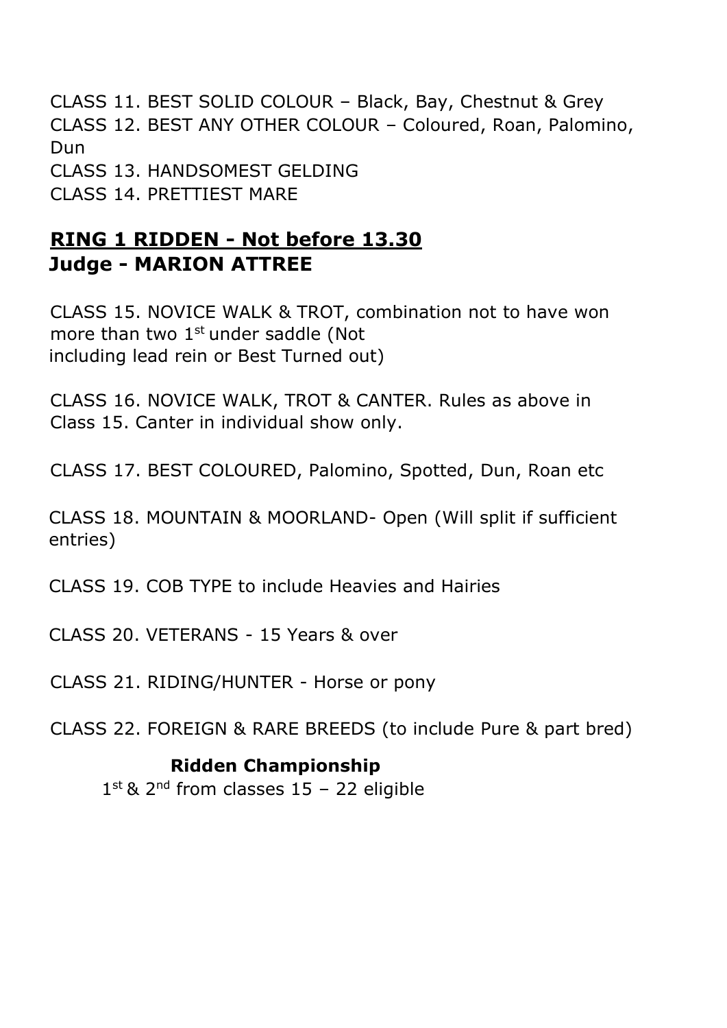CLASS 11. BEST SOLID COLOUR – Black, Bay, Chestnut & Grey
CLASS 12. BEST ANY OTHER COLOUR – Coloured, Roan, Palomino, Dun
CLASS 13. HANDSOMEST GELDING
CLASS 14. PRETTIEST MARE

## RING 1 RIDDEN - Not before 13.30
## Judge - MARION ATTREE

CLASS 15. NOVICE WALK & TROT, combination not to have won more than two 1st under saddle (Not including lead rein or Best Turned out)

CLASS 16. NOVICE WALK, TROT & CANTER. Rules as above in Class 15. Canter in individual show only.

CLASS 17. BEST COLOURED, Palomino, Spotted, Dun, Roan etc

CLASS 18. MOUNTAIN & MOORLAND- Open (Will split if sufficient entries)

CLASS 19. COB TYPE to include Heavies and Hairies

CLASS 20. VETERANS - 15 Years & over

CLASS 21. RIDING/HUNTER - Horse or pony

CLASS 22. FOREIGN & RARE BREEDS (to include Pure & part bred)

**Ridden Championship**

1st & 2nd from classes 15 – 22 eligible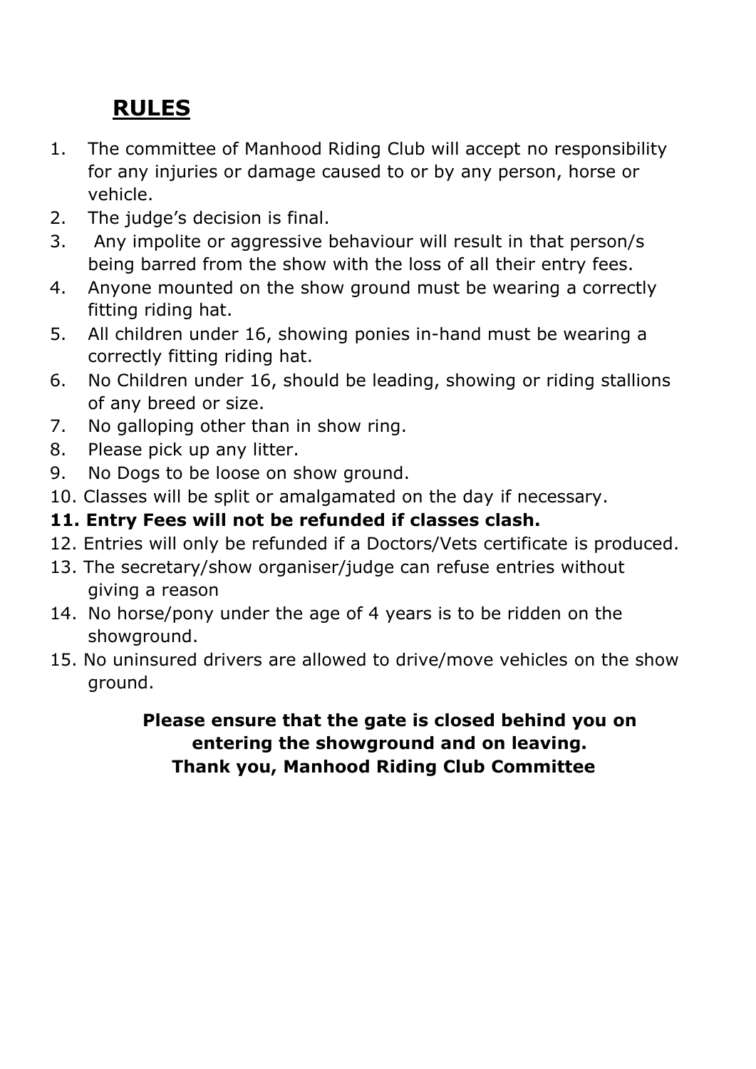# **RULES**

1. The committee of Manhood Riding Club will accept no responsibility for any injuries or damage caused to or by any person, horse or vehicle.
2. The judge's decision is final.
3. Any impolite or aggressive behaviour will result in that person/s being barred from the show with the loss of all their entry fees.
4. Anyone mounted on the show ground must be wearing a correctly fitting riding hat.
5. All children under 16, showing ponies in-hand must be wearing a correctly fitting riding hat.
6. No Children under 16, should be leading, showing or riding stallions of any breed or size.
7. No galloping other than in show ring.
8. Please pick up any litter.
9. No Dogs to be loose on show ground.
10. Classes will be split or amalgamated on the day if necessary.
11. **Entry Fees will not be refunded if classes clash.**
12. Entries will only be refunded if a Doctors/Vets certificate is produced.
13. The secretary/show organiser/judge can refuse entries without giving a reason
14. No horse/pony under the age of 4 years is to be ridden on the showground.
15. No uninsured drivers are allowed to drive/move vehicles on the show ground.

**Please ensure that the gate is closed behind you on entering the showground and on leaving.**
**Thank you, Manhood Riding Club Committee**